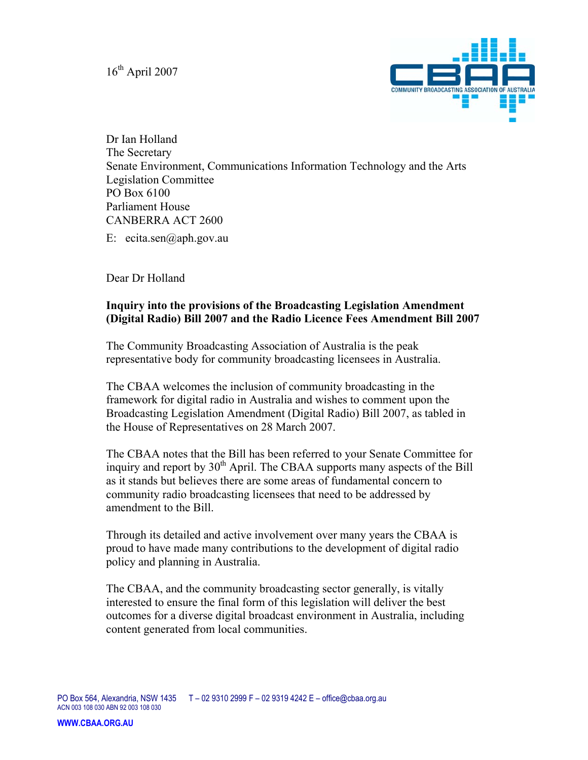16th April 2007

Dr Ian Holland
The Secretary
Senate Environment, Communications Information Technology and the Arts
Legislation Committee
PO Box 6100
Parliament House
CANBERRA ACT 2600

E: ecita.sen@aph.gov.au

Dear Dr Holland

**Inquiry into the provisions of the Broadcasting Legislation Amendment (Digital Radio) Bill 2007 and the Radio Licence Fees Amendment Bill 2007**

The Community Broadcasting Association of Australia is the peak representative body for community broadcasting licensees in Australia.

The CBAA welcomes the inclusion of community broadcasting in the framework for digital radio in Australia and wishes to comment upon the Broadcasting Legislation Amendment (Digital Radio) Bill 2007, as tabled in the House of Representatives on 28 March 2007.

The CBAA notes that the Bill has been referred to your Senate Committee for inquiry and report by 30th April. The CBAA supports many aspects of the Bill as it stands but believes there are some areas of fundamental concern to community radio broadcasting licensees that need to be addressed by amendment to the Bill.

Through its detailed and active involvement over many years the CBAA is proud to have made many contributions to the development of digital radio policy and planning in Australia.

The CBAA, and the community broadcasting sector generally, is vitally interested to ensure the final form of this legislation will deliver the best outcomes for a diverse digital broadcast environment in Australia, including content generated from local communities.

PO Box 564, Alexandria, NSW 1435 T – 02 9310 2999 F – 02 9319 4242 E – office@cbaa.org.au
ACN 003 108 030 ABN 92 003 108 030

WWW.CBAA.ORG.AU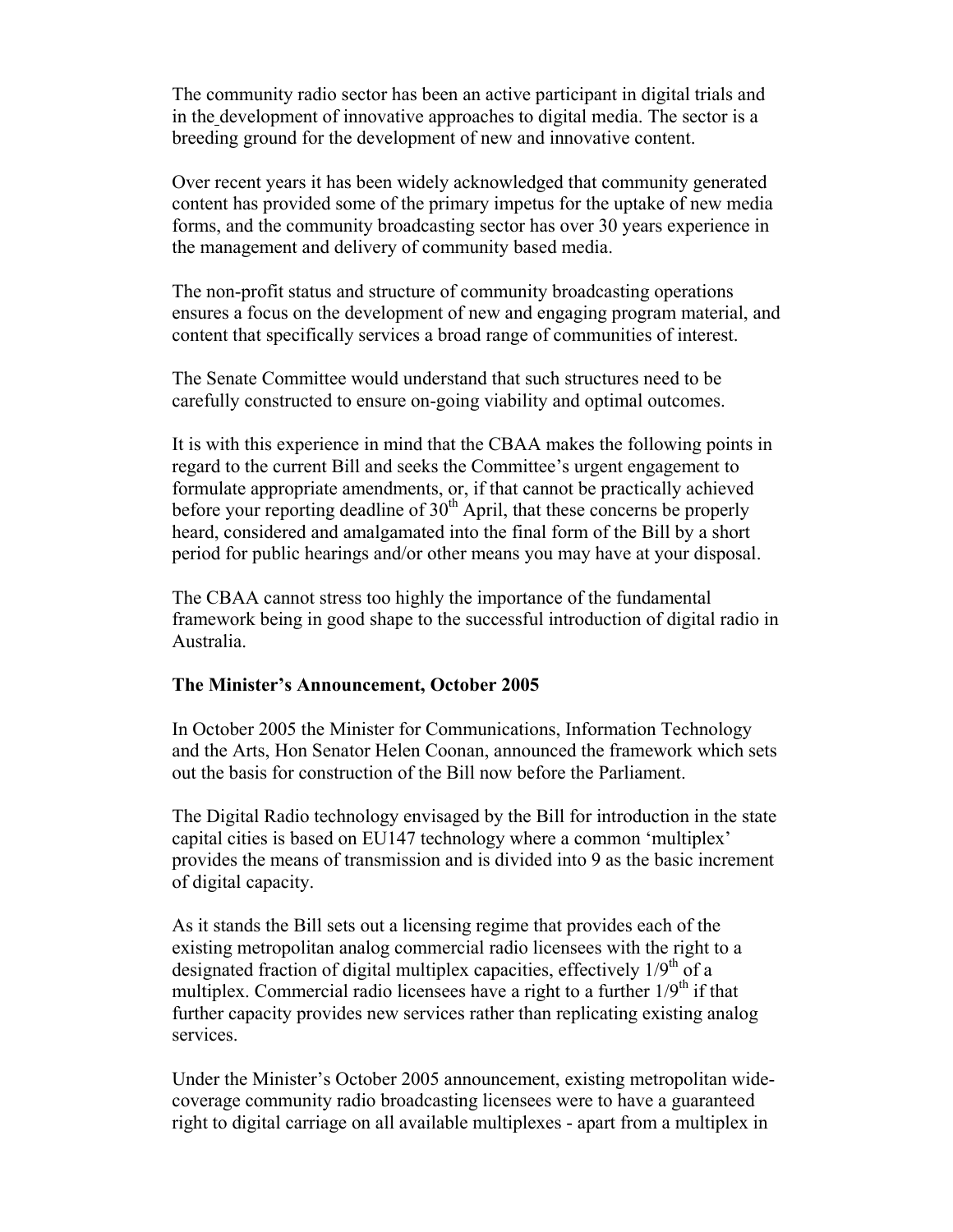The community radio sector has been an active participant in digital trials and in the development of innovative approaches to digital media. The sector is a breeding ground for the development of new and innovative content.

Over recent years it has been widely acknowledged that community generated content has provided some of the primary impetus for the uptake of new media forms, and the community broadcasting sector has over 30 years experience in the management and delivery of community based media.

The non-profit status and structure of community broadcasting operations ensures a focus on the development of new and engaging program material, and content that specifically services a broad range of communities of interest.

The Senate Committee would understand that such structures need to be carefully constructed to ensure on-going viability and optimal outcomes.

It is with this experience in mind that the CBAA makes the following points in regard to the current Bill and seeks the Committee's urgent engagement to formulate appropriate amendments, or, if that cannot be practically achieved before your reporting deadline of 30th April, that these concerns be properly heard, considered and amalgamated into the final form of the Bill by a short period for public hearings and/or other means you may have at your disposal.

The CBAA cannot stress too highly the importance of the fundamental framework being in good shape to the successful introduction of digital radio in Australia.

**The Minister's Announcement, October 2005**

In October 2005 the Minister for Communications, Information Technology and the Arts, Hon Senator Helen Coonan, announced the framework which sets out the basis for construction of the Bill now before the Parliament.

The Digital Radio technology envisaged by the Bill for introduction in the state capital cities is based on EU147 technology where a common 'multiplex' provides the means of transmission and is divided into 9 as the basic increment of digital capacity.

As it stands the Bill sets out a licensing regime that provides each of the existing metropolitan analog commercial radio licensees with the right to a designated fraction of digital multiplex capacities, effectively 1/9th of a multiplex. Commercial radio licensees have a right to a further 1/9th if that further capacity provides new services rather than replicating existing analog services.

Under the Minister's October 2005 announcement, existing metropolitan wide-coverage community radio broadcasting licensees were to have a guaranteed right to digital carriage on all available multiplexes - apart from a multiplex in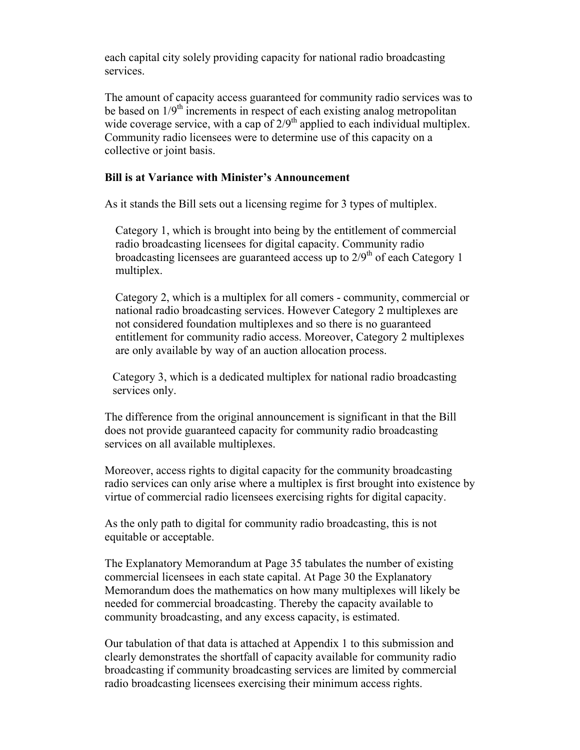each capital city solely providing capacity for national radio broadcasting services.

The amount of capacity access guaranteed for community radio services was to be based on $1/9^{th}$ increments in respect of each existing analog metropolitan wide coverage service, with a cap of $2/9^{th}$ applied to each individual multiplex. Community radio licensees were to determine use of this capacity on a collective or joint basis.

**Bill is at Variance with Minister's Announcement**

As it stands the Bill sets out a licensing regime for 3 types of multiplex.

Category 1, which is brought into being by the entitlement of commercial radio broadcasting licensees for digital capacity. Community radio broadcasting licensees are guaranteed access up to $2/9^{th}$ of each Category 1 multiplex.

Category 2, which is a multiplex for all comers - community, commercial or national radio broadcasting services. However Category 2 multiplexes are not considered foundation multiplexes and so there is no guaranteed entitlement for community radio access. Moreover, Category 2 multiplexes are only available by way of an auction allocation process.

Category 3, which is a dedicated multiplex for national radio broadcasting services only.

The difference from the original announcement is significant in that the Bill does not provide guaranteed capacity for community radio broadcasting services on all available multiplexes.

Moreover, access rights to digital capacity for the community broadcasting radio services can only arise where a multiplex is first brought into existence by virtue of commercial radio licensees exercising rights for digital capacity.

As the only path to digital for community radio broadcasting, this is not equitable or acceptable.

The Explanatory Memorandum at Page 35 tabulates the number of existing commercial licensees in each state capital. At Page 30 the Explanatory Memorandum does the mathematics on how many multiplexes will likely be needed for commercial broadcasting. Thereby the capacity available to community broadcasting, and any excess capacity, is estimated.

Our tabulation of that data is attached at Appendix 1 to this submission and clearly demonstrates the shortfall of capacity available for community radio broadcasting if community broadcasting services are limited by commercial radio broadcasting licensees exercising their minimum access rights.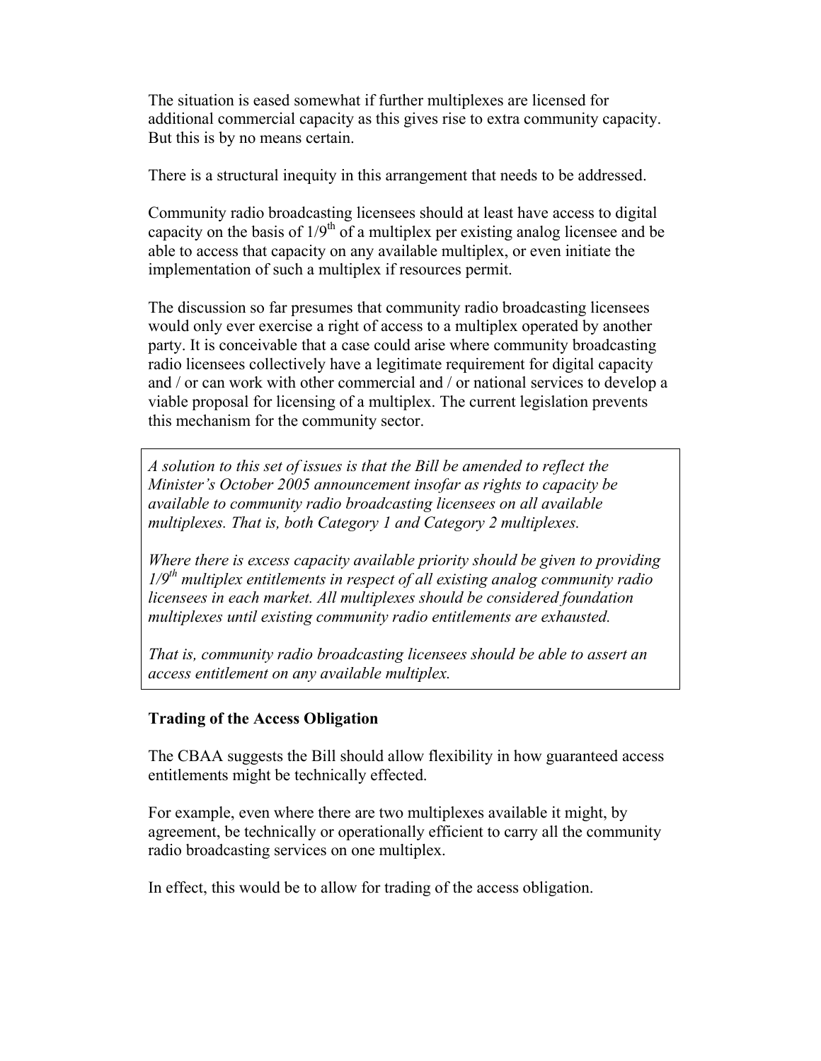The situation is eased somewhat if further multiplexes are licensed for additional commercial capacity as this gives rise to extra community capacity. But this is by no means certain.

There is a structural inequity in this arrangement that needs to be addressed.

Community radio broadcasting licensees should at least have access to digital capacity on the basis of 1/9$^{th}$ of a multiplex per existing analog licensee and be able to access that capacity on any available multiplex, or even initiate the implementation of such a multiplex if resources permit.

The discussion so far presumes that community radio broadcasting licensees would only ever exercise a right of access to a multiplex operated by another party. It is conceivable that a case could arise where community broadcasting radio licensees collectively have a legitimate requirement for digital capacity and / or can work with other commercial and / or national services to develop a viable proposal for licensing of a multiplex. The current legislation prevents this mechanism for the community sector.

> *A solution to this set of issues is that the Bill be amended to reflect the Minister's October 2005 announcement insofar as rights to capacity be available to community radio broadcasting licensees on all available multiplexes. That is, both Category 1 and Category 2 multiplexes.*
>
> *Where there is excess capacity available priority should be given to providing 1/9$^{th}$ multiplex entitlements in respect of all existing analog community radio licensees in each market. All multiplexes should be considered foundation multiplexes until existing community radio entitlements are exhausted.*
>
> *That is, community radio broadcasting licensees should be able to assert an access entitlement on any available multiplex.*

**Trading of the Access Obligation**

The CBAA suggests the Bill should allow flexibility in how guaranteed access entitlements might be technically effected.

For example, even where there are two multiplexes available it might, by agreement, be technically or operationally efficient to carry all the community radio broadcasting services on one multiplex.

In effect, this would be to allow for trading of the access obligation.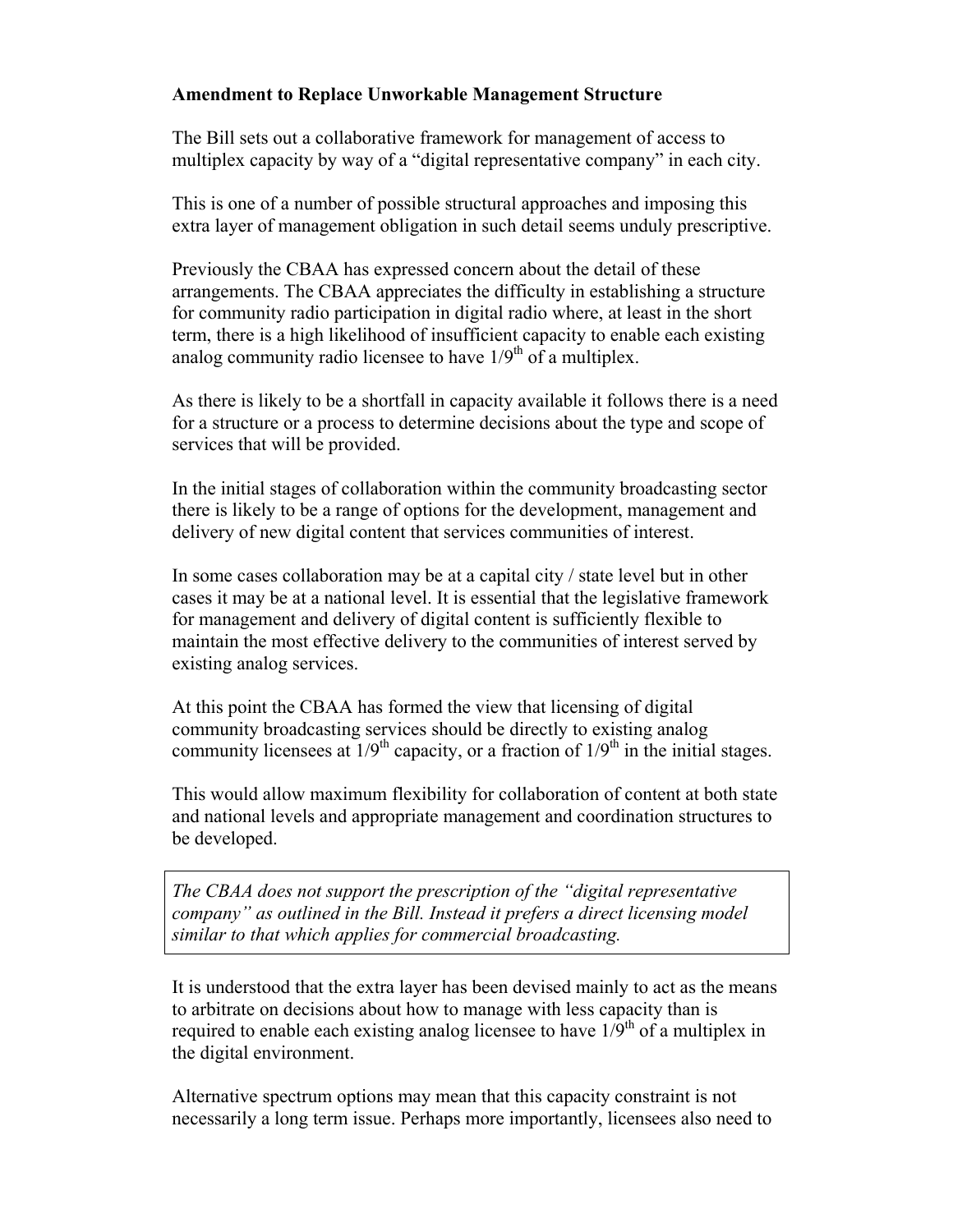**Amendment to Replace Unworkable Management Structure**

The Bill sets out a collaborative framework for management of access to multiplex capacity by way of a "digital representative company" in each city.

This is one of a number of possible structural approaches and imposing this extra layer of management obligation in such detail seems unduly prescriptive.

Previously the CBAA has expressed concern about the detail of these arrangements. The CBAA appreciates the difficulty in establishing a structure for community radio participation in digital radio where, at least in the short term, there is a high likelihood of insufficient capacity to enable each existing analog community radio licensee to have $1/9^{th}$ of a multiplex.

As there is likely to be a shortfall in capacity available it follows there is a need for a structure or a process to determine decisions about the type and scope of services that will be provided.

In the initial stages of collaboration within the community broadcasting sector there is likely to be a range of options for the development, management and delivery of new digital content that services communities of interest.

In some cases collaboration may be at a capital city / state level but in other cases it may be at a national level. It is essential that the legislative framework for management and delivery of digital content is sufficiently flexible to maintain the most effective delivery to the communities of interest served by existing analog services.

At this point the CBAA has formed the view that licensing of digital community broadcasting services should be directly to existing analog community licensees at $1/9^{th}$ capacity, or a fraction of $1/9^{th}$ in the initial stages.

This would allow maximum flexibility for collaboration of content at both state and national levels and appropriate management and coordination structures to be developed.

> *The CBAA does not support the prescription of the "digital representative company" as outlined in the Bill. Instead it prefers a direct licensing model similar to that which applies for commercial broadcasting.*

It is understood that the extra layer has been devised mainly to act as the means to arbitrate on decisions about how to manage with less capacity than is required to enable each existing analog licensee to have $1/9^{th}$ of a multiplex in the digital environment.

Alternative spectrum options may mean that this capacity constraint is not necessarily a long term issue. Perhaps more importantly, licensees also need to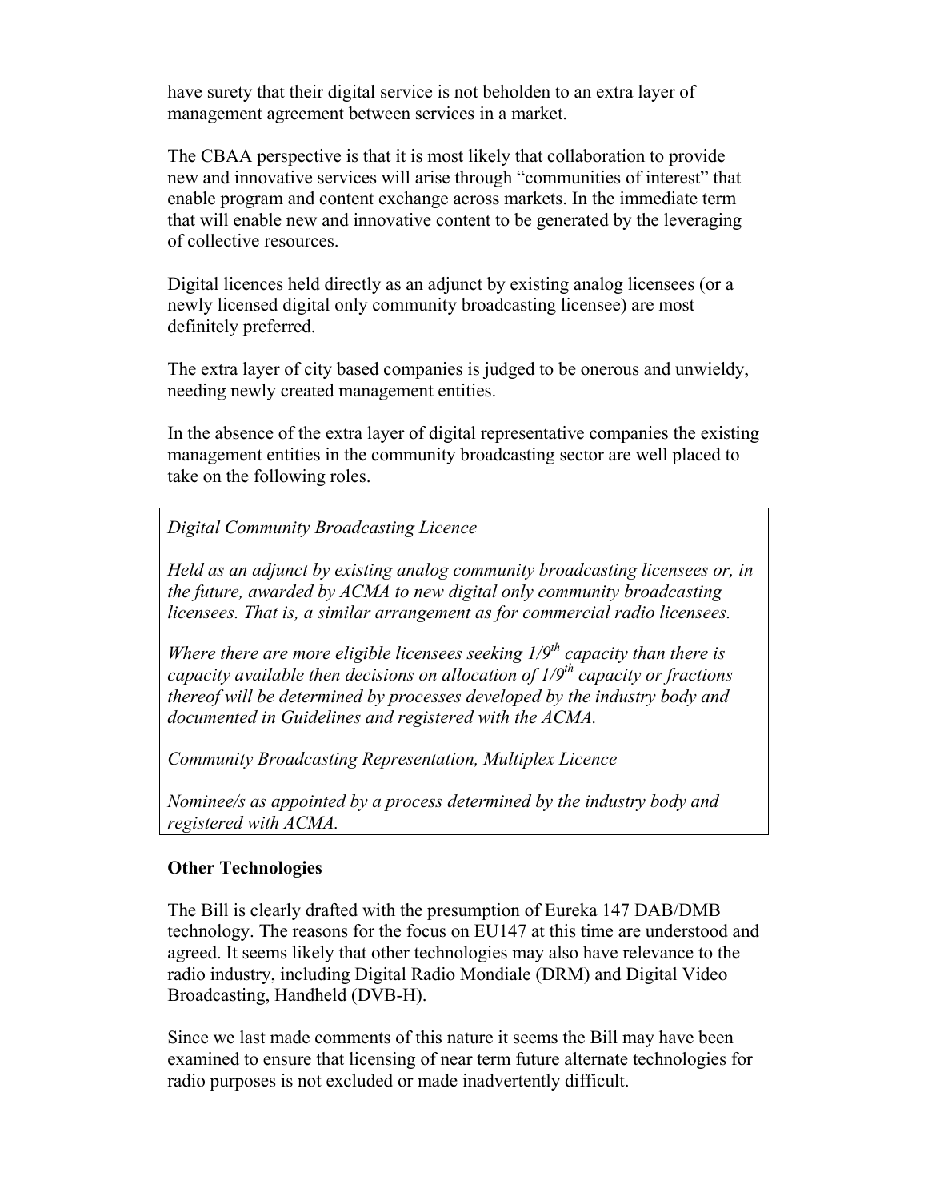have surety that their digital service is not beholden to an extra layer of management agreement between services in a market.

The CBAA perspective is that it is most likely that collaboration to provide new and innovative services will arise through "communities of interest" that enable program and content exchange across markets. In the immediate term that will enable new and innovative content to be generated by the leveraging of collective resources.

Digital licences held directly as an adjunct by existing analog licensees (or a newly licensed digital only community broadcasting licensee) are most definitely preferred.

The extra layer of city based companies is judged to be onerous and unwieldy, needing newly created management entities.

In the absence of the extra layer of digital representative companies the existing management entities in the community broadcasting sector are well placed to take on the following roles.

> *Digital Community Broadcasting Licence*
>
> *Held as an adjunct by existing analog community broadcasting licensees or, in the future, awarded by ACMA to new digital only community broadcasting licensees. That is, a similar arrangement as for commercial radio licensees.*
>
> *Where there are more eligible licensees seeking 1/9$^{th}$ capacity than there is capacity available then decisions on allocation of 1/9$^{th}$ capacity or fractions thereof will be determined by processes developed by the industry body and documented in Guidelines and registered with the ACMA.*
>
> *Community Broadcasting Representation, Multiplex Licence*
>
> *Nominee/s as appointed by a process determined by the industry body and registered with ACMA.*

**Other Technologies**

The Bill is clearly drafted with the presumption of Eureka 147 DAB/DMB technology. The reasons for the focus on EU147 at this time are understood and agreed. It seems likely that other technologies may also have relevance to the radio industry, including Digital Radio Mondiale (DRM) and Digital Video Broadcasting, Handheld (DVB-H).

Since we last made comments of this nature it seems the Bill may have been examined to ensure that licensing of near term future alternate technologies for radio purposes is not excluded or made inadvertently difficult.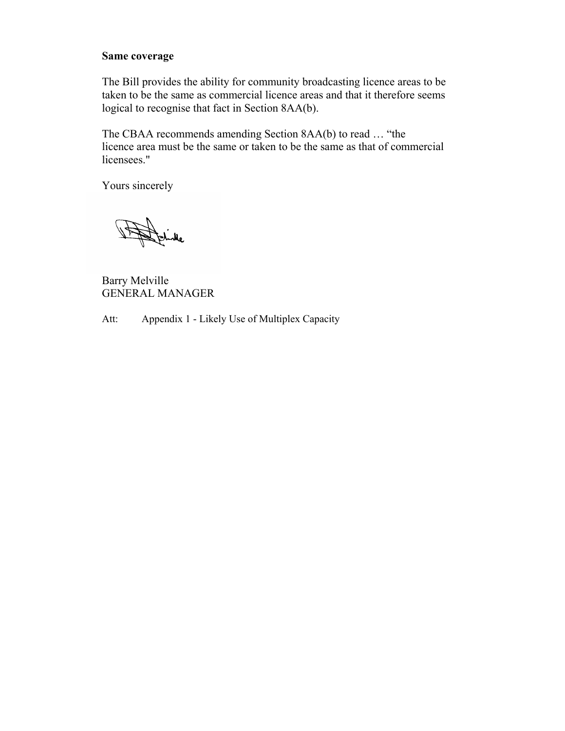**Same coverage**

The Bill provides the ability for community broadcasting licence areas to be taken to be the same as commercial licence areas and that it therefore seems logical to recognise that fact in Section 8AA(b).

The CBAA recommends amending Section 8AA(b) to read … "the licence area must be the same or taken to be the same as that of commercial licensees."

Yours sincerely

Barry Melville
GENERAL MANAGER

Att: Appendix 1 - Likely Use of Multiplex Capacity